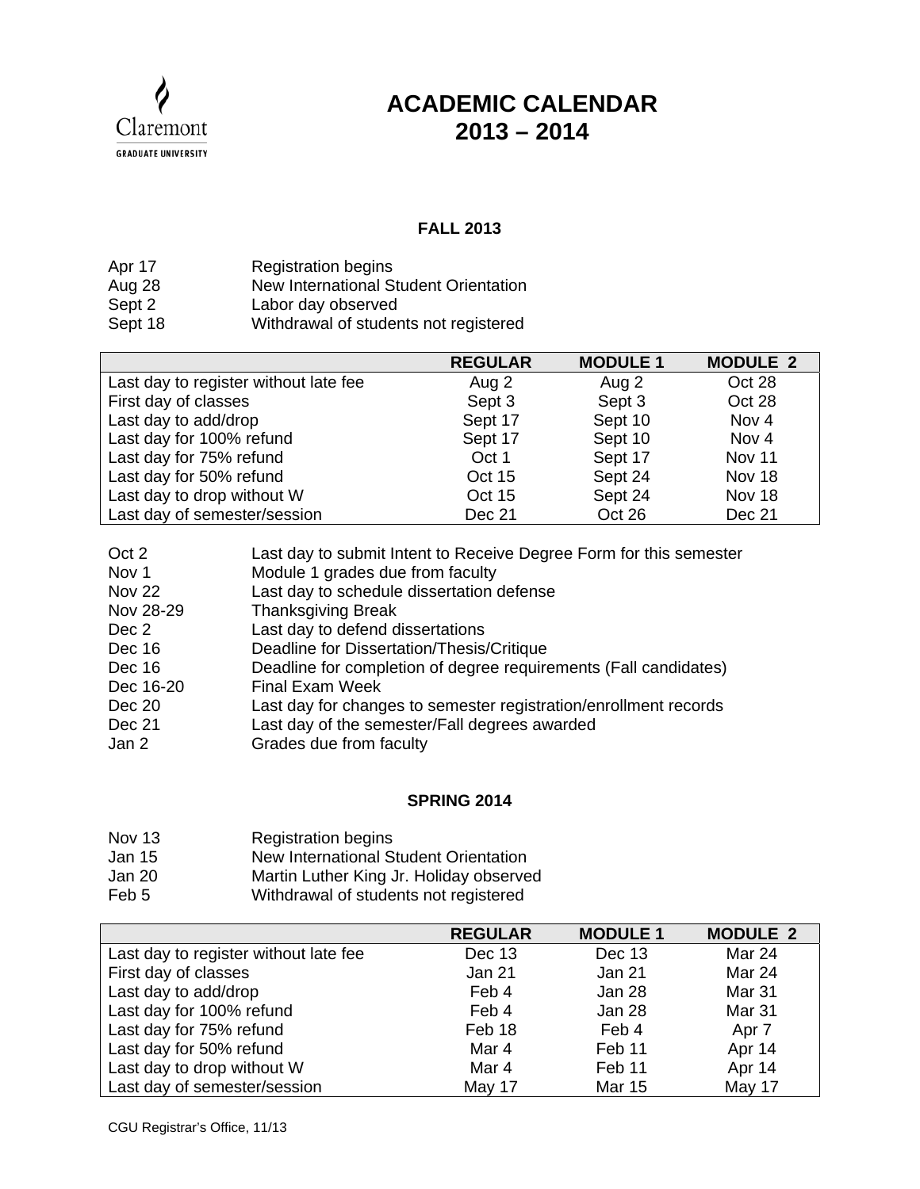Claremont
GRADUATE UNIVERSITY

# ACADEMIC CALENDAR 2013 – 2014

## FALL 2013

| | |
|---|---|
| Apr 17 | Registration begins |
| Aug 28 | New International Student Orientation |
| Sept 2 | Labor day observed |
| Sept 18 | Withdrawal of students not registered |

| | REGULAR | MODULE 1 | MODULE 2 |
|---|---|---|---|
| Last day to register without late fee | Aug 2 | Aug 2 | Oct 28 |
| First day of classes | Sept 3 | Sept 3 | Oct 28 |
| Last day to add/drop | Sept 17 | Sept 10 | Nov 4 |
| Last day for 100% refund | Sept 17 | Sept 10 | Nov 4 |
| Last day for 75% refund | Oct 1 | Sept 17 | Nov 11 |
| Last day for 50% refund | Oct 15 | Sept 24 | Nov 18 |
| Last day to drop without W | Oct 15 | Sept 24 | Nov 18 |
| Last day of semester/session | Dec 21 | Oct 26 | Dec 21 |

| | |
|---|---|
| Oct 2 | Last day to submit Intent to Receive Degree Form for this semester |
| Nov 1 | Module 1 grades due from faculty |
| Nov 22 | Last day to schedule dissertation defense |
| Nov 28-29 | Thanksgiving Break |
| Dec 2 | Last day to defend dissertations |
| Dec 16 | Deadline for Dissertation/Thesis/Critique |
| Dec 16 | Deadline for completion of degree requirements (Fall candidates) |
| Dec 16-20 | Final Exam Week |
| Dec 20 | Last day for changes to semester registration/enrollment records |
| Dec 21 | Last day of the semester/Fall degrees awarded |
| Jan 2 | Grades due from faculty |

## SPRING 2014

| | |
|---|---|
| Nov 13 | Registration begins |
| Jan 15 | New International Student Orientation |
| Jan 20 | Martin Luther King Jr. Holiday observed |
| Feb 5 | Withdrawal of students not registered |

| | REGULAR | MODULE 1 | MODULE 2 |
|---|---|---|---|
| Last day to register without late fee | Dec 13 | Dec 13 | Mar 24 |
| First day of classes | Jan 21 | Jan 21 | Mar 24 |
| Last day to add/drop | Feb 4 | Jan 28 | Mar 31 |
| Last day for 100% refund | Feb 4 | Jan 28 | Mar 31 |
| Last day for 75% refund | Feb 18 | Feb 4 | Apr 7 |
| Last day for 50% refund | Mar 4 | Feb 11 | Apr 14 |
| Last day to drop without W | Mar 4 | Feb 11 | Apr 14 |
| Last day of semester/session | May 17 | Mar 15 | May 17 |

CGU Registrar's Office, 11/13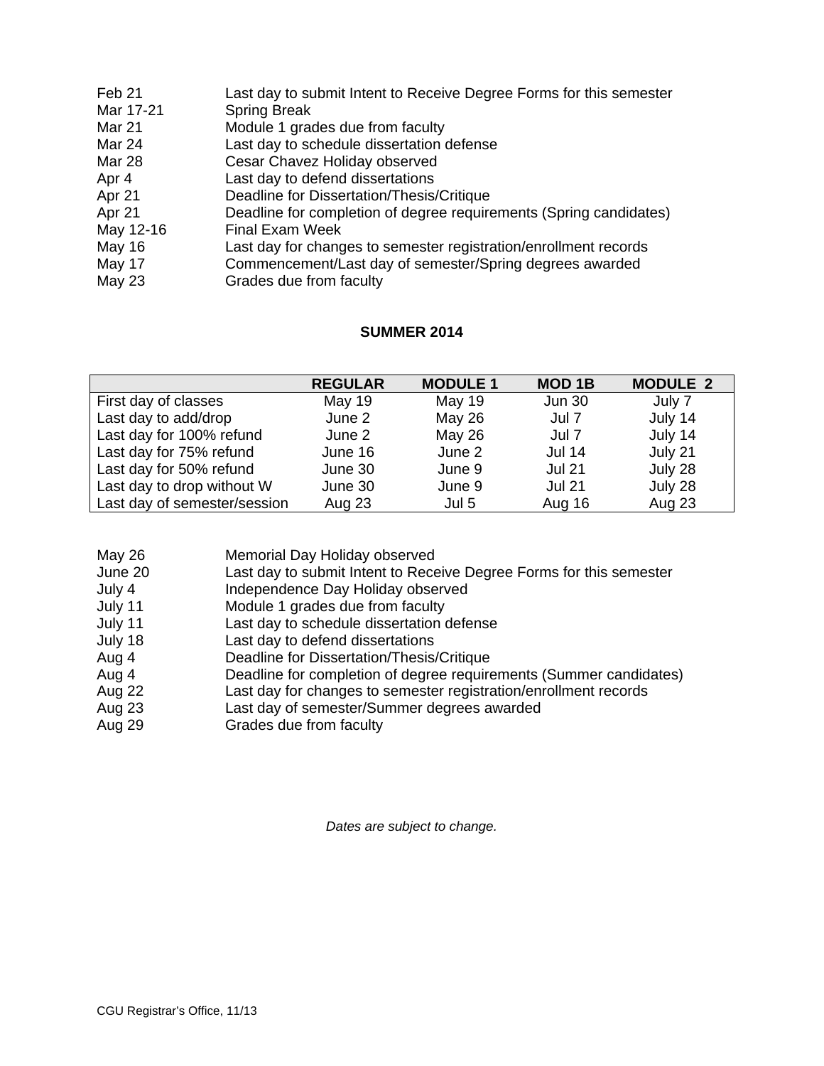| | |
|---|---|
| Feb 21 | Last day to submit Intent to Receive Degree Forms for this semester |
| Mar 17-21 | Spring Break |
| Mar 21 | Module 1 grades due from faculty |
| Mar 24 | Last day to schedule dissertation defense |
| Mar 28 | Cesar Chavez Holiday observed |
| Apr 4 | Last day to defend dissertations |
| Apr 21 | Deadline for Dissertation/Thesis/Critique |
| Apr 21 | Deadline for completion of degree requirements (Spring candidates) |
| May 12-16 | Final Exam Week |
| May 16 | Last day for changes to semester registration/enrollment records |
| May 17 | Commencement/Last day of semester/Spring degrees awarded |
| May 23 | Grades due from faculty |

## SUMMER 2014

| | REGULAR | MODULE 1 | MOD 1B | MODULE 2 |
|---|---|---|---|---|
| First day of classes | May 19 | May 19 | Jun 30 | July 7 |
| Last day to add/drop | June 2 | May 26 | Jul 7 | July 14 |
| Last day for 100% refund | June 2 | May 26 | Jul 7 | July 14 |
| Last day for 75% refund | June 16 | June 2 | Jul 14 | July 21 |
| Last day for 50% refund | June 30 | June 9 | Jul 21 | July 28 |
| Last day to drop without W | June 30 | June 9 | Jul 21 | July 28 |
| Last day of semester/session | Aug 23 | Jul 5 | Aug 16 | Aug 23 |

| | |
|---|---|
| May 26 | Memorial Day Holiday observed |
| June 20 | Last day to submit Intent to Receive Degree Forms for this semester |
| July 4 | Independence Day Holiday observed |
| July 11 | Module 1 grades due from faculty |
| July 11 | Last day to schedule dissertation defense |
| July 18 | Last day to defend dissertations |
| Aug 4 | Deadline for Dissertation/Thesis/Critique |
| Aug 4 | Deadline for completion of degree requirements (Summer candidates) |
| Aug 22 | Last day for changes to semester registration/enrollment records |
| Aug 23 | Last day of semester/Summer degrees awarded |
| Aug 29 | Grades due from faculty |

*Dates are subject to change.*

CGU Registrar's Office, 11/13